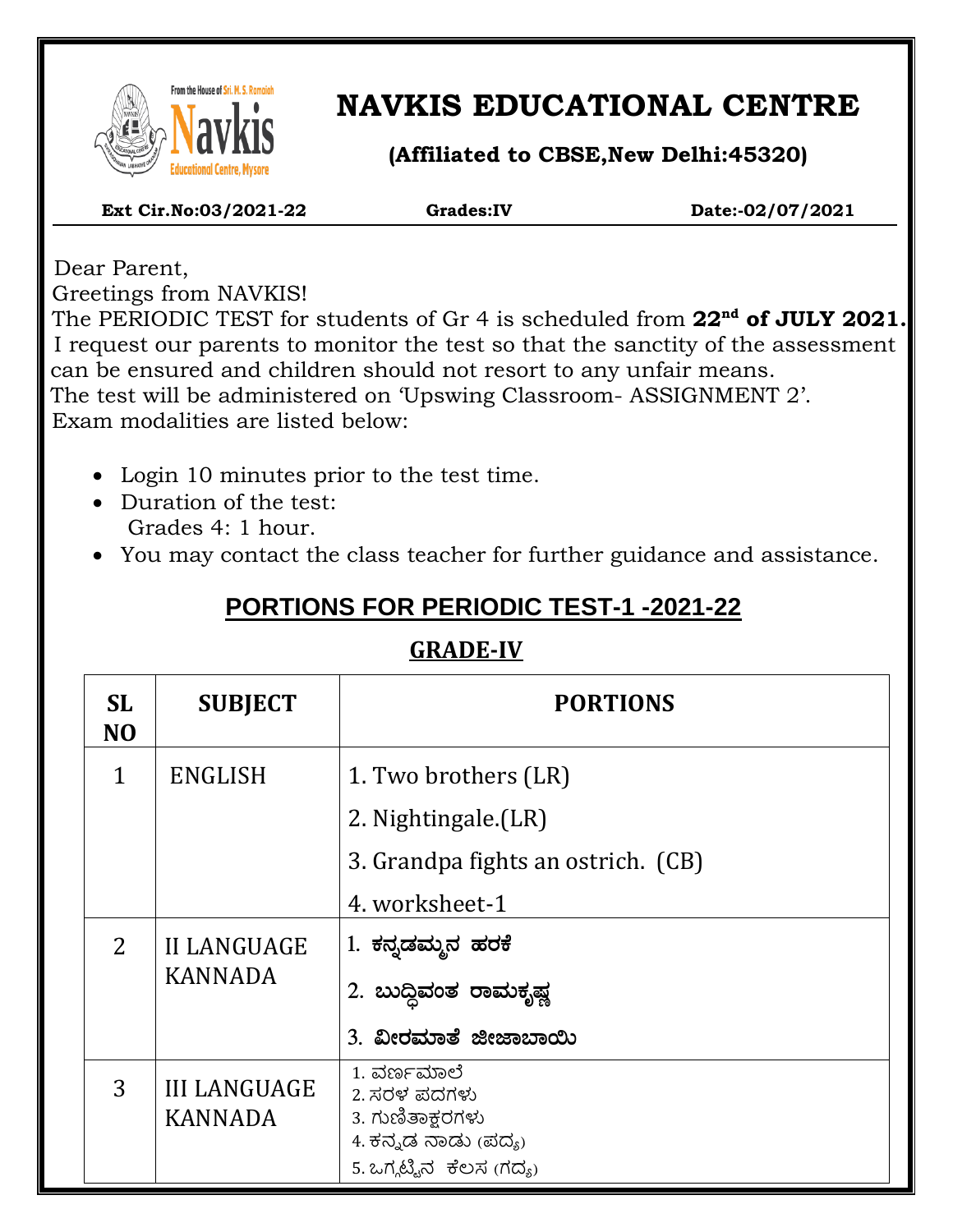# NAVKIS EDUCATIONAL CENTRE

**(Affiliated to CBSE,New Delhi:45320)**

**Ext Cir.No:03/2021-22** **Grades:IV** **Date:-02/07/2021**

Dear Parent,

Greetings from NAVKIS!

The PERIODIC TEST for students of Gr 4 is scheduled from **22nd of JULY 2021.**

I request our parents to monitor the test so that the sanctity of the assessment can be ensured and children should not resort to any unfair means.

The test will be administered on 'Upswing Classroom- ASSIGNMENT 2'.

Exam modalities are listed below:

- Login 10 minutes prior to the test time.
- Duration of the test:
  Grades 4: 1 hour.
- You may contact the class teacher for further guidance and assistance.

## PORTIONS FOR PERIODIC TEST-1 -2021-22

### GRADE-IV

| SL NO | SUBJECT | PORTIONS |
|---|---|---|
| 1 | ENGLISH | 1. Two brothers (LR)<br>2. Nightingale.(LR)<br>3. Grandpa fights an ostrich. (CB)<br>4. worksheet-1 |
| 2 | II LANGUAGE KANNADA | 1. ಕನ್ನಡಮ್ಮನ ಹರಕೆ<br>2. ಬುದ್ಧಿವಂತ ರಾಮಕೃಷ್ಣ<br>3. ವೀರಮಾತೆ ಜೀಜಾಬಾಯಿ |
| 3 | III LANGUAGE KANNADA | 1. ವರ್ಣಮಾಲೆ<br>2. ಸರಳ ಪದಗಳು<br>3. ಗುಣಿತಾಕ್ಷರಗಳು<br>4. ಕನ್ನಡ ನಾಡು (ಪದ್ಯ)<br>5. ಒಗ್ಗಟ್ಟಿನ ಕೆಲಸ (ಗದ್ಯ) |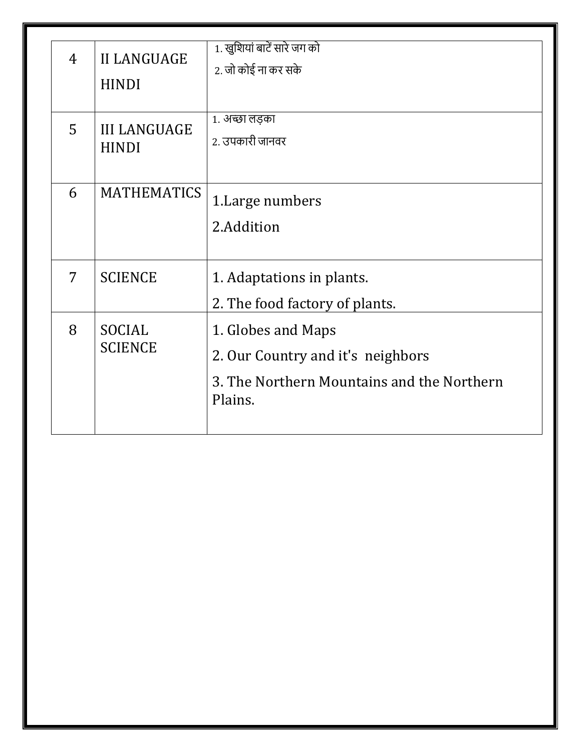| 4 | II LANGUAGE HINDI | 1. खुशियां बाटें सारे जग को<br>2. जो कोई ना कर सके |
|---|---|---|
| 5 | III LANGUAGE HINDI | 1. अच्छा लड़का<br>2. उपकारी जानवर |
| 6 | MATHEMATICS | 1.Large numbers<br>2.Addition |
| 7 | SCIENCE | 1. Adaptations in plants.<br>2. The food factory of plants. |
| 8 | SOCIAL SCIENCE | 1. Globes and Maps<br>2. Our Country and it's neighbors<br>3. The Northern Mountains and the Northern Plains. |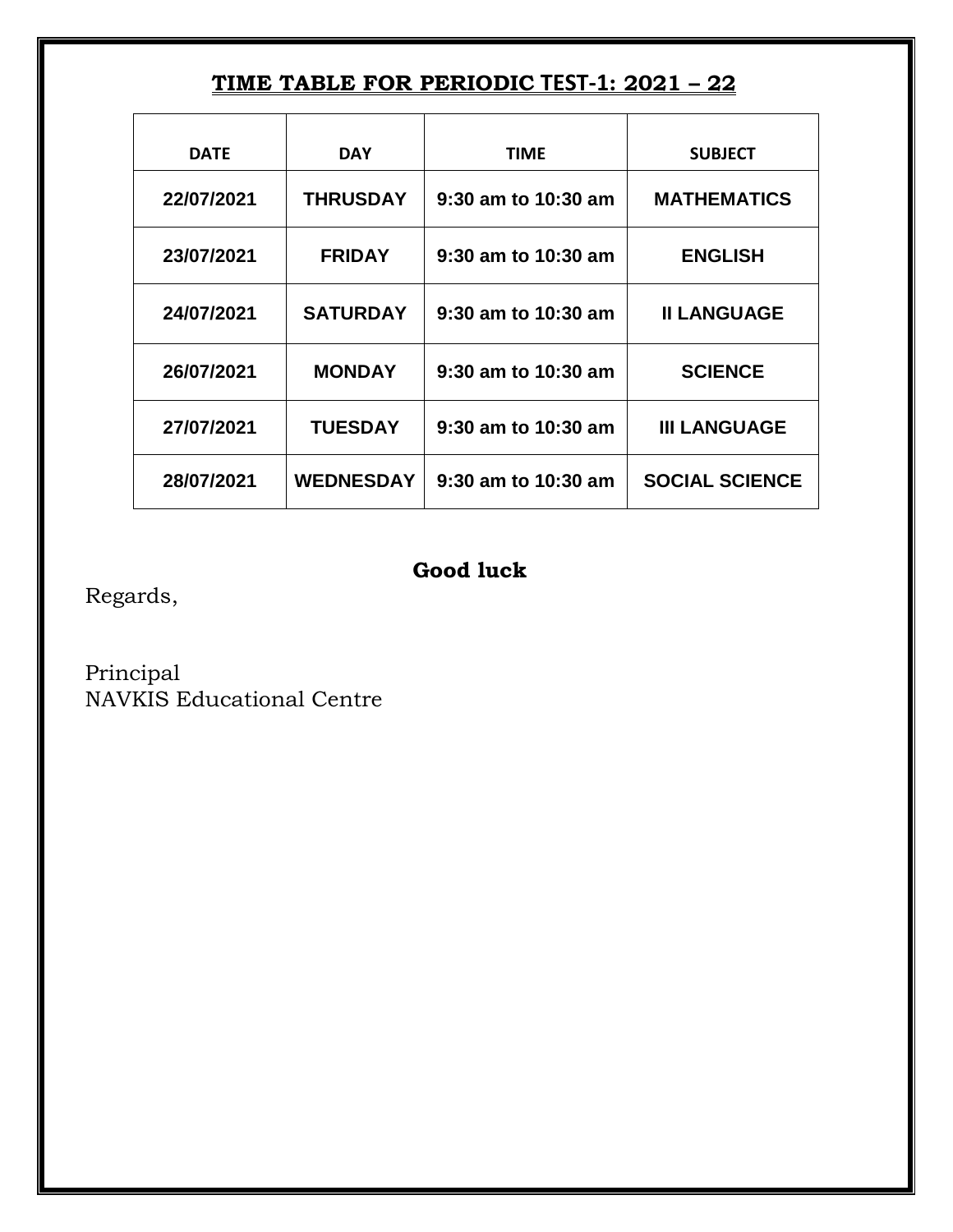## TIME TABLE FOR PERIODIC TEST-1: 2021 – 22

| DATE | DAY | TIME | SUBJECT |
|---|---|---|---|
| 22/07/2021 | THRUSDAY | 9:30 am to 10:30 am | MATHEMATICS |
| 23/07/2021 | FRIDAY | 9:30 am to 10:30 am | ENGLISH |
| 24/07/2021 | SATURDAY | 9:30 am to 10:30 am | II LANGUAGE |
| 26/07/2021 | MONDAY | 9:30 am to 10:30 am | SCIENCE |
| 27/07/2021 | TUESDAY | 9:30 am to 10:30 am | III LANGUAGE |
| 28/07/2021 | WEDNESDAY | 9:30 am to 10:30 am | SOCIAL SCIENCE |

**Good luck**

Regards,

Principal
NAVKIS Educational Centre